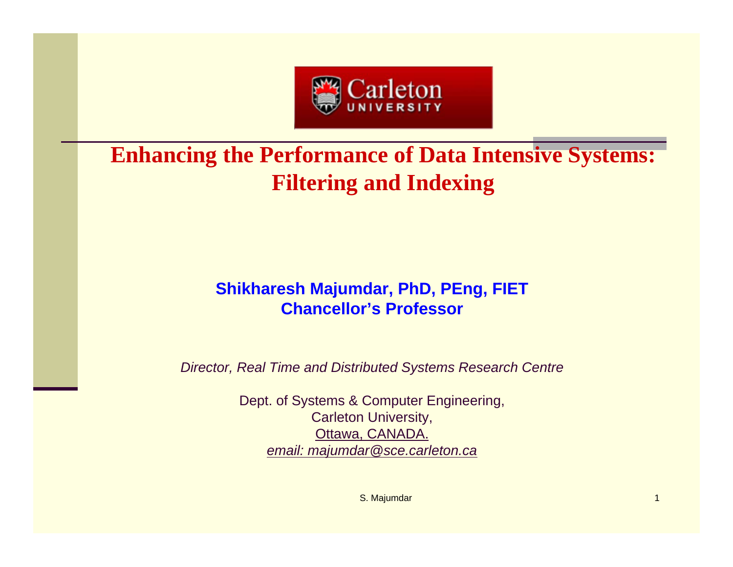# Enhancing the Performance of Data Intensive Systems: Filtering and Indexing

**Shikharesh Majumdar, PhD, PEng, FIET**
**Chancellor's Professor**

*Director, Real Time and Distributed Systems Research Centre*

Dept. of Systems & Computer Engineering,
Carleton University,
Ottawa, CANADA.
*email: majumdar@sce.carleton.ca*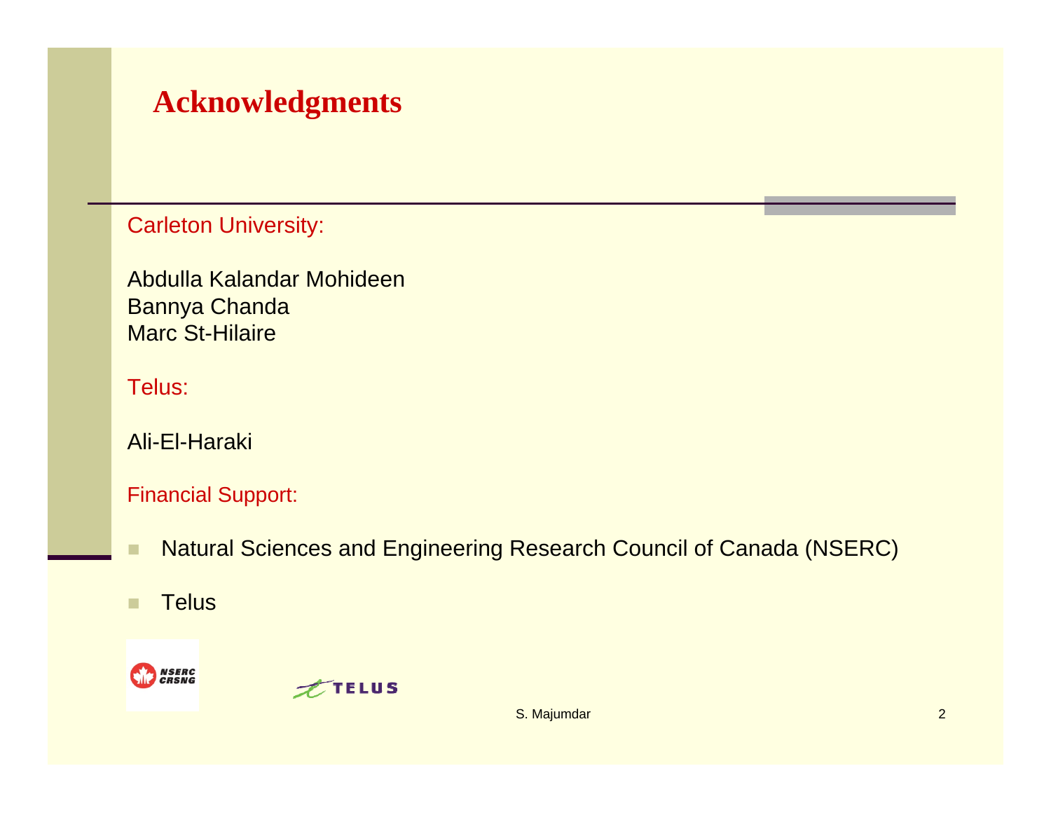# Acknowledgments

Carleton University:

Abdulla Kalandar Mohideen
Bannya Chanda
Marc St-Hilaire

Telus:

Ali-El-Haraki

Financial Support:

- Natural Sciences and Engineering Research Council of Canada (NSERC)
- Telus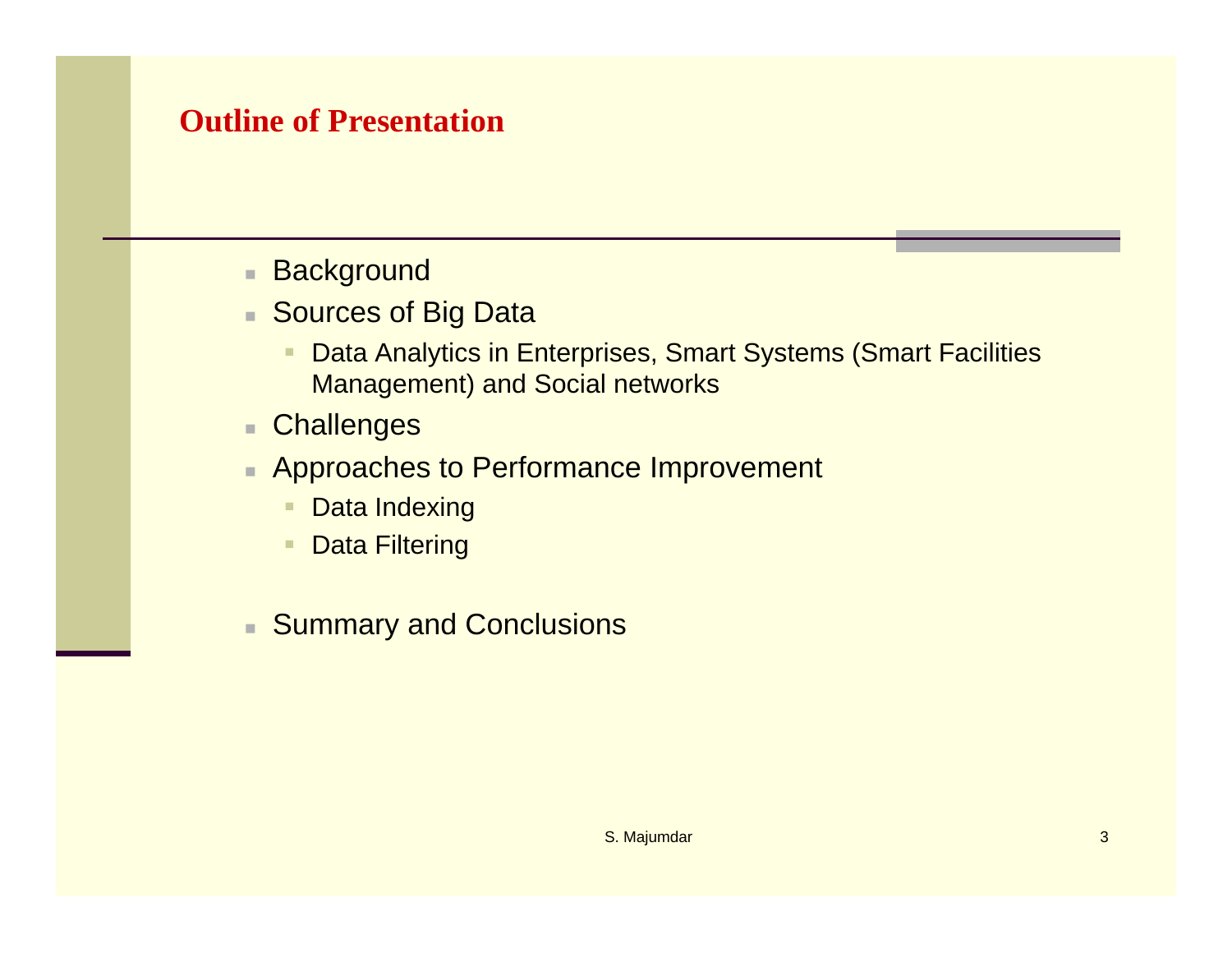# Outline of Presentation

- Background
- Sources of Big Data
  - Data Analytics in Enterprises, Smart Systems (Smart Facilities Management) and Social networks
- Challenges
- Approaches to Performance Improvement
  - Data Indexing
  - Data Filtering
- Summary and Conclusions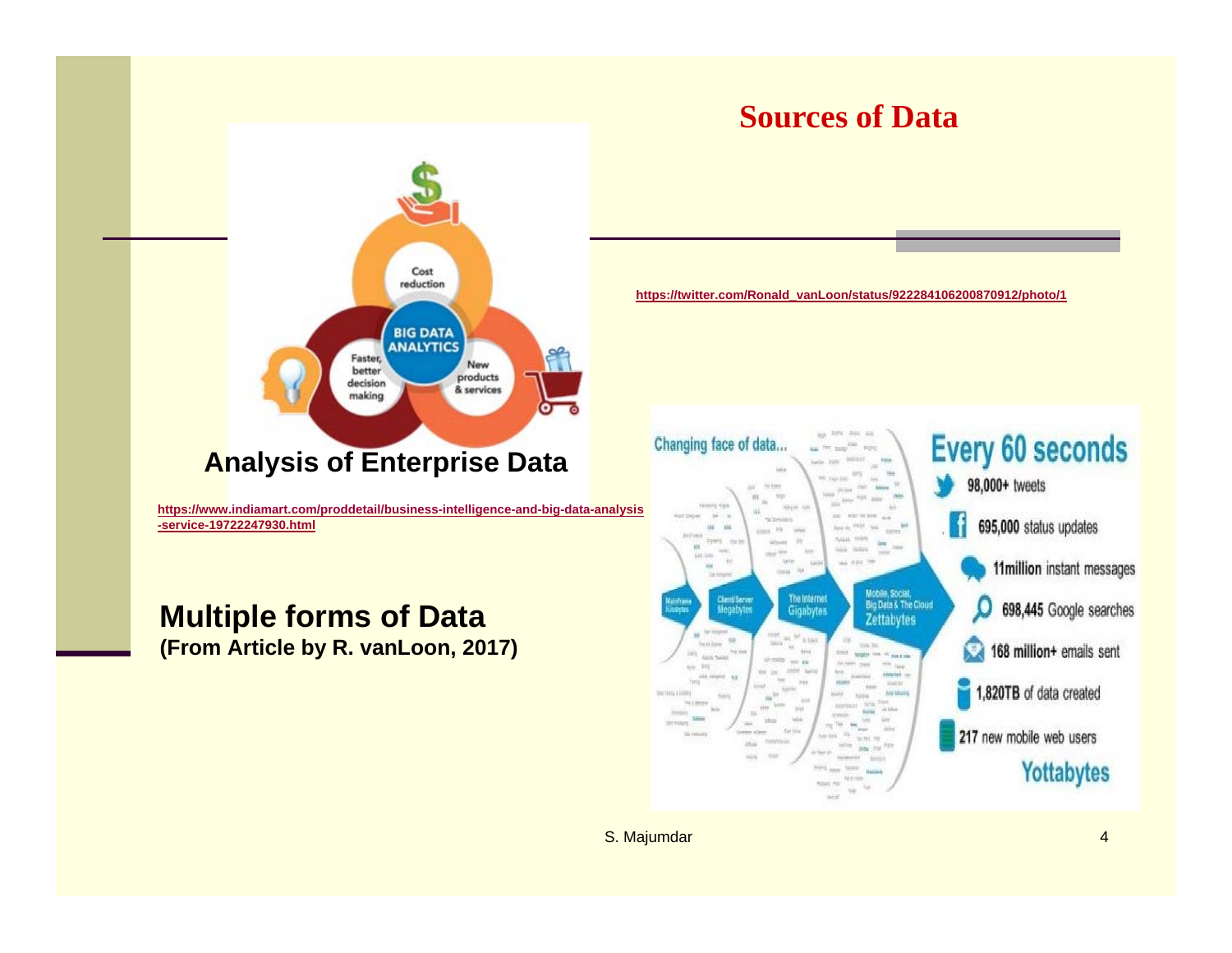# Sources of Data

https://twitter.com/Ronald_vanLoon/status/922284106200870912/photo/1

**Analysis of Enterprise Data**

https://www.indiamart.com/proddetail/business-intelligence-and-big-data-analysis-service-19722247930.html

**Multiple forms of Data**
**(From Article by R. vanLoon, 2017)**

S. Majumdar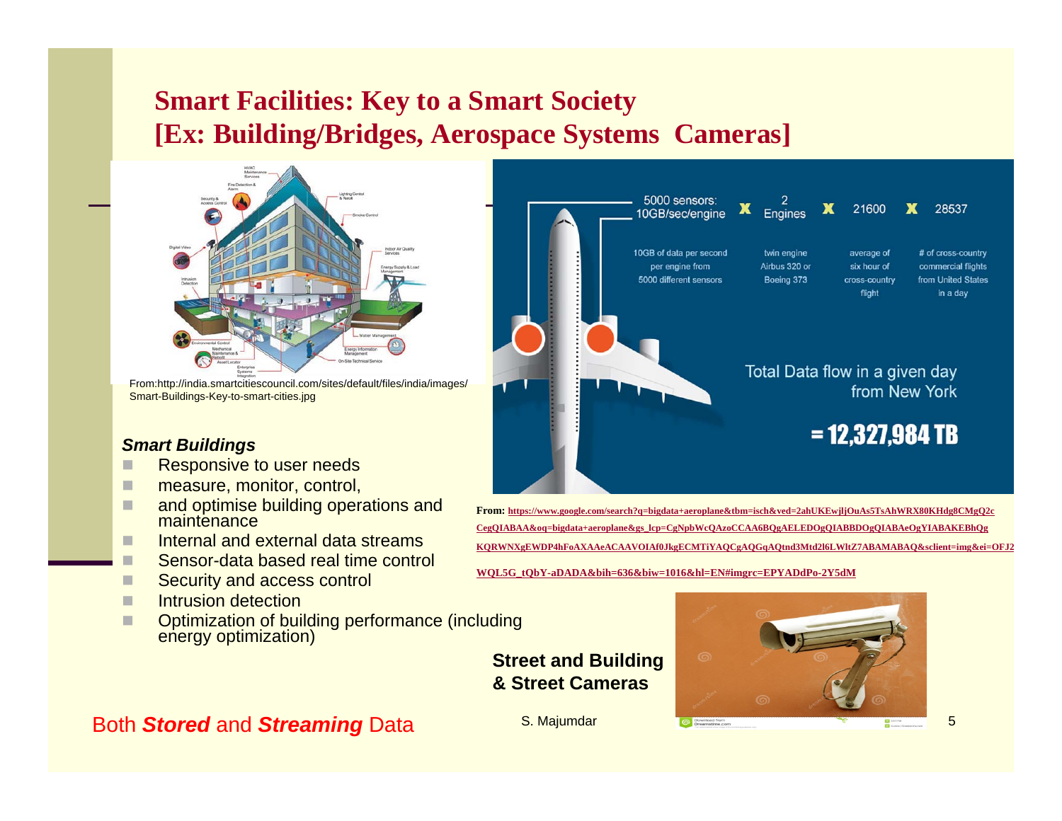# Smart Facilities: Key to a Smart Society [Ex: Building/Bridges, Aerospace Systems Cameras]

From:http://india.smartcitiescouncil.com/sites/default/files/india/images/Smart-Buildings-Key-to-smart-cities.jpg

5000 sensors: 10GB/sec/engine X 2 Engines X 21600 X 28537

10GB of data per second per engine from 5000 different sensors | twin engine Airbus 320 or Boeing 373 | average of six hour of cross-country flight | # of cross-country commercial flights from United States in a day

Total Data flow in a given day from New York

= 12,327,984 TB

From: https://www.google.com/search?q=bigdata+aeroplane&tbm=isch&ved=2ahUKEwjljOuAs5TsAhWRX80KHdg8CMgQ2cCegQIABAA&oq=bigdata+aeroplane&gs_lcp=CgNpbWcQAzoCCAA6BQgAELEDOgQIABBDOgQIABAeOgYIABAKEBhQgKQRWNXgEWDP4hFoAXAAeACAAVOIAf0JkgECMTiYAQCgAQGqAQtnd3Mtd2l6LWltZ7ABAMABAQ&sclient=img&ei=OFJ2WQL5G_tQbY-aDADA&bih=636&biw=1016&hl=EN#imgrc=EPYADdPo-2Y5dM

***Smart Buildings***

- Responsive to user needs
- measure, monitor, control,
- and optimise building operations and maintenance
- Internal and external data streams
- Sensor-data based real time control
- Security and access control
- Intrusion detection
- Optimization of building performance (including energy optimization)

**Street and Building & Street Cameras**

Both ***Stored*** and ***Streaming*** Data

S. Majumdar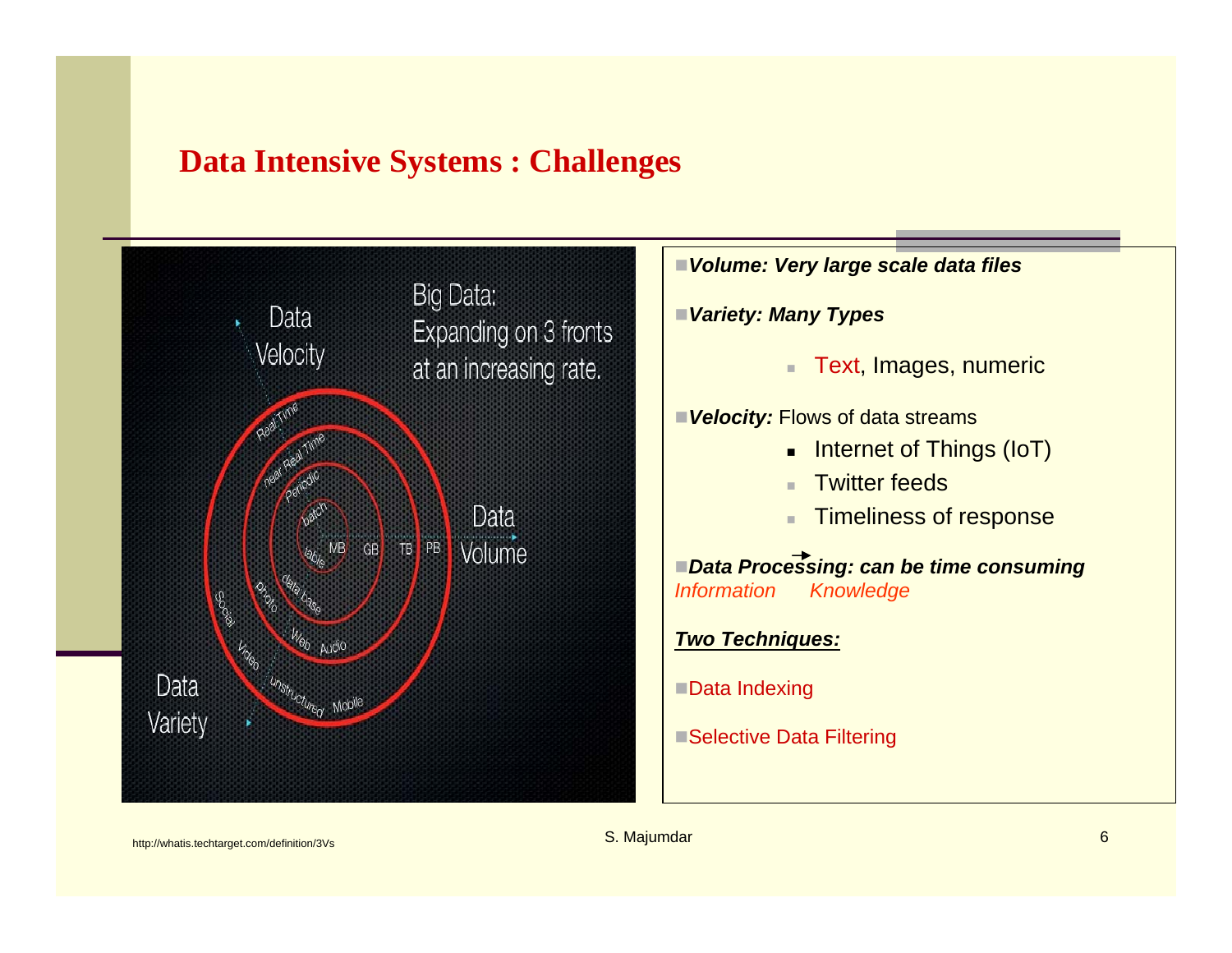# Data Intensive Systems : Challenges

- ***Volume: Very large scale data files***
- ***Variety: Many Types***
  - Text, Images, numeric
- ***Velocity:*** Flows of data streams
  - Internet of Things (IoT)
  - Twitter feeds
  - Timeliness of response
- ***Data Processing: can be time consuming***

*Information → Knowledge*

***Two Techniques:***

- Data Indexing
- Selective Data Filtering

http://whatis.techtarget.com/definition/3Vs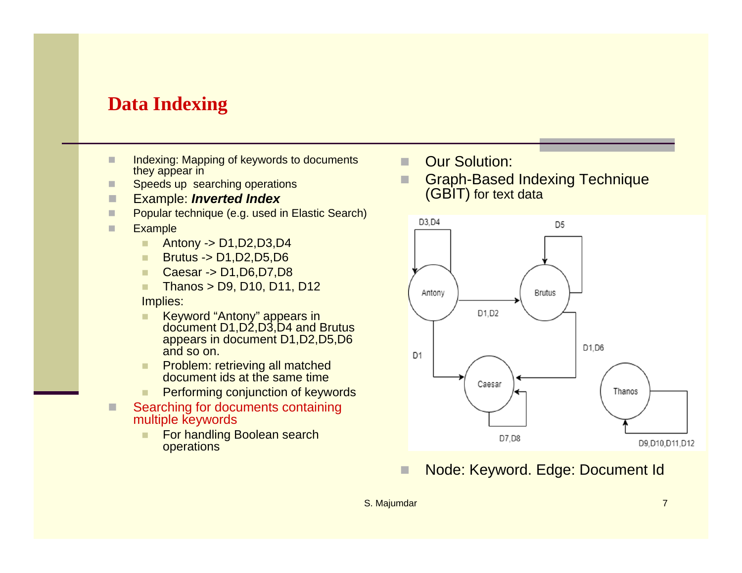# Data Indexing

- Indexing: Mapping of keywords to documents they appear in
- Speeds up searching operations
- Example: ***Inverted Index***
- Popular technique (e.g. used in Elastic Search)
- Example
  - Antony -> D1,D2,D3,D4
  - Brutus -> D1,D2,D5,D6
  - Caesar -> D1,D6,D7,D8
  - Thanos > D9, D10, D11, D12

  Implies:
  - Keyword "Antony" appears in document D1,D2,D3,D4 and Brutus appears in document D1,D2,D5,D6 and so on.
  - Problem: retrieving all matched document ids at the same time
  - Performing conjunction of keywords
- Searching for documents containing multiple keywords
  - For handling Boolean search operations

- Our Solution:
- Graph-Based Indexing Technique (GBIT) for text data

- Node: Keyword. Edge: Document Id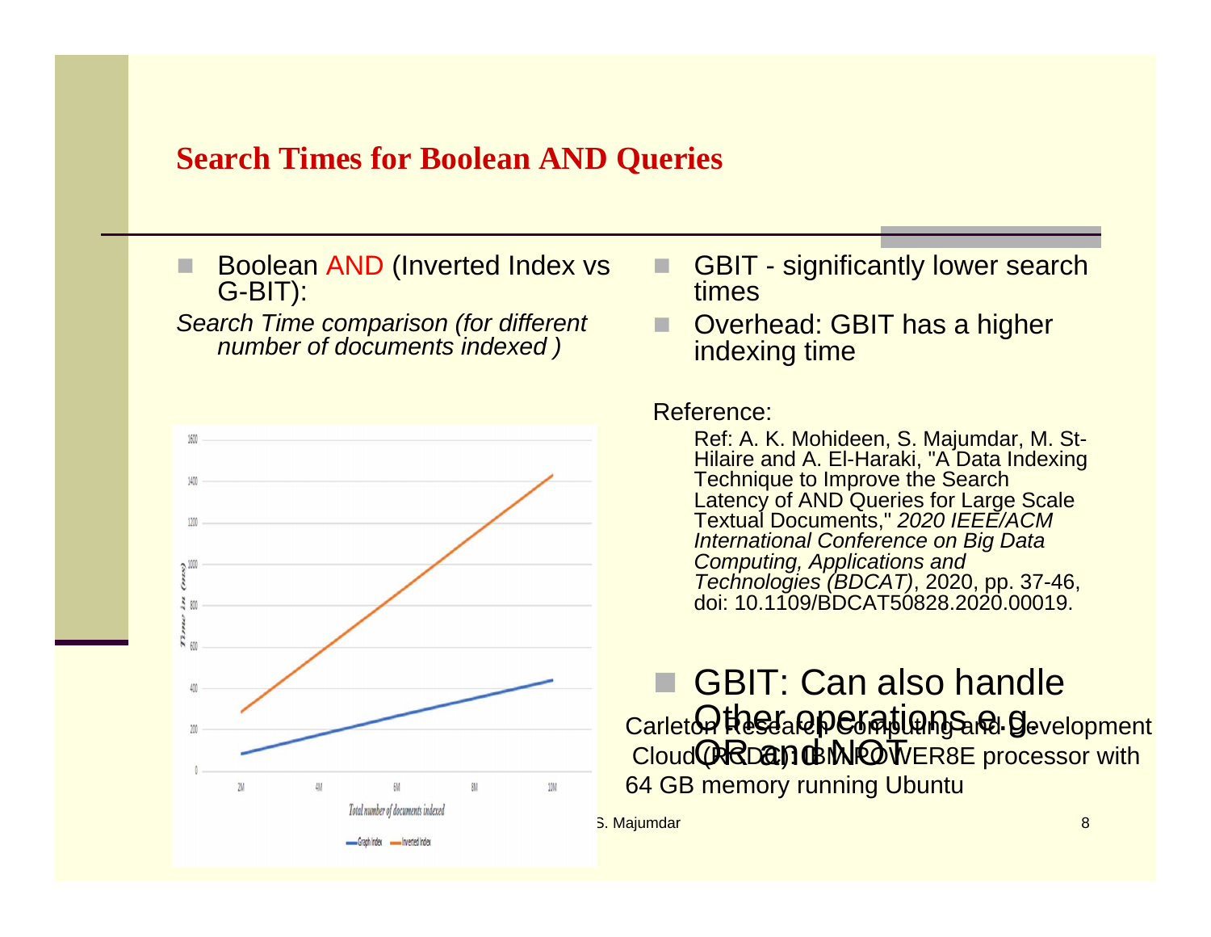# Search Times for Boolean AND Queries

- Boolean AND (Inverted Index vs G-BIT):

*Search Time comparison (for different number of documents indexed )*

- GBIT - significantly lower search times
- Overhead: GBIT has a higher indexing time

Reference:

Ref: A. K. Mohideen, S. Majumdar, M. St-Hilaire and A. El-Haraki, "A Data Indexing Technique to Improve the Search Latency of AND Queries for Large Scale Textual Documents," *2020 IEEE/ACM International Conference on Big Data Computing, Applications and Technologies (BDCAT)*, 2020, pp. 37-46, doi: 10.1109/BDCAT50828.2020.00019.

- GBIT: Can also handle Other operations e.g. OR and NOT

Carleton Research Computing and Development Cloud (RCDC): IBM POWER8E processor with 64 GB memory running Ubuntu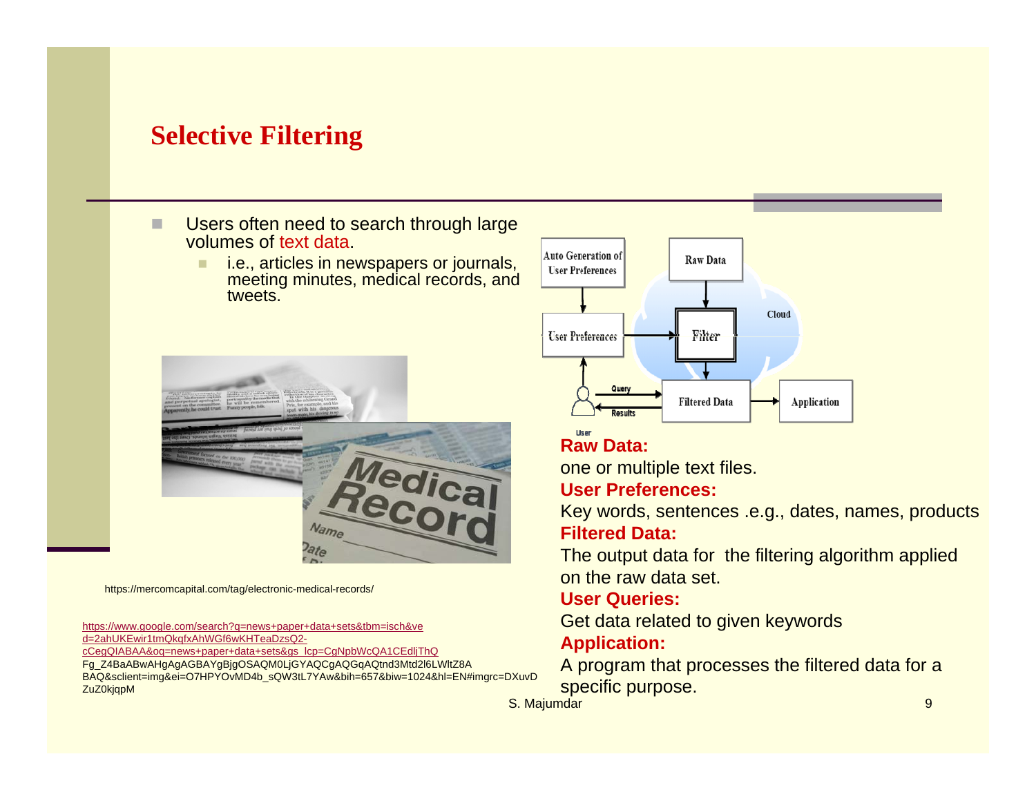# Selective Filtering

- Users often need to search through large volumes of text data.
  - i.e., articles in newspapers or journals, meeting minutes, medical records, and tweets.

https://mercomcapital.com/tag/electronic-medical-records/

https://www.google.com/search?q=news+paper+data+sets&tbm=isch&ved=2ahUKEwir1tmQkqfxAhWGf6wKHTeaDzsQ2-cCegQIABAA&oq=news+paper+data+sets&gs_lcp=CgNpbWcQA1CEdljThQFg_Z4BaABwAHgAgAGBAYgBjgOSAQM0LjGYAQCgAQGqAQtnd3Mtd2l6LWltZ8ABAQ&sclient=img&ei=O7HPYOvMD4b_sQW3tL7YAw&bih=657&biw=1024&hl=EN#imgrc=DXuvDZuZ0kjqpM

**Raw Data:**
one or multiple text files.

**User Preferences:**
Key words, sentences .e.g., dates, names, products

**Filtered Data:**
The output data for the filtering algorithm applied on the raw data set.

**User Queries:**
Get data related to given keywords

**Application:**
A program that processes the filtered data for a specific purpose.

S. Majumdar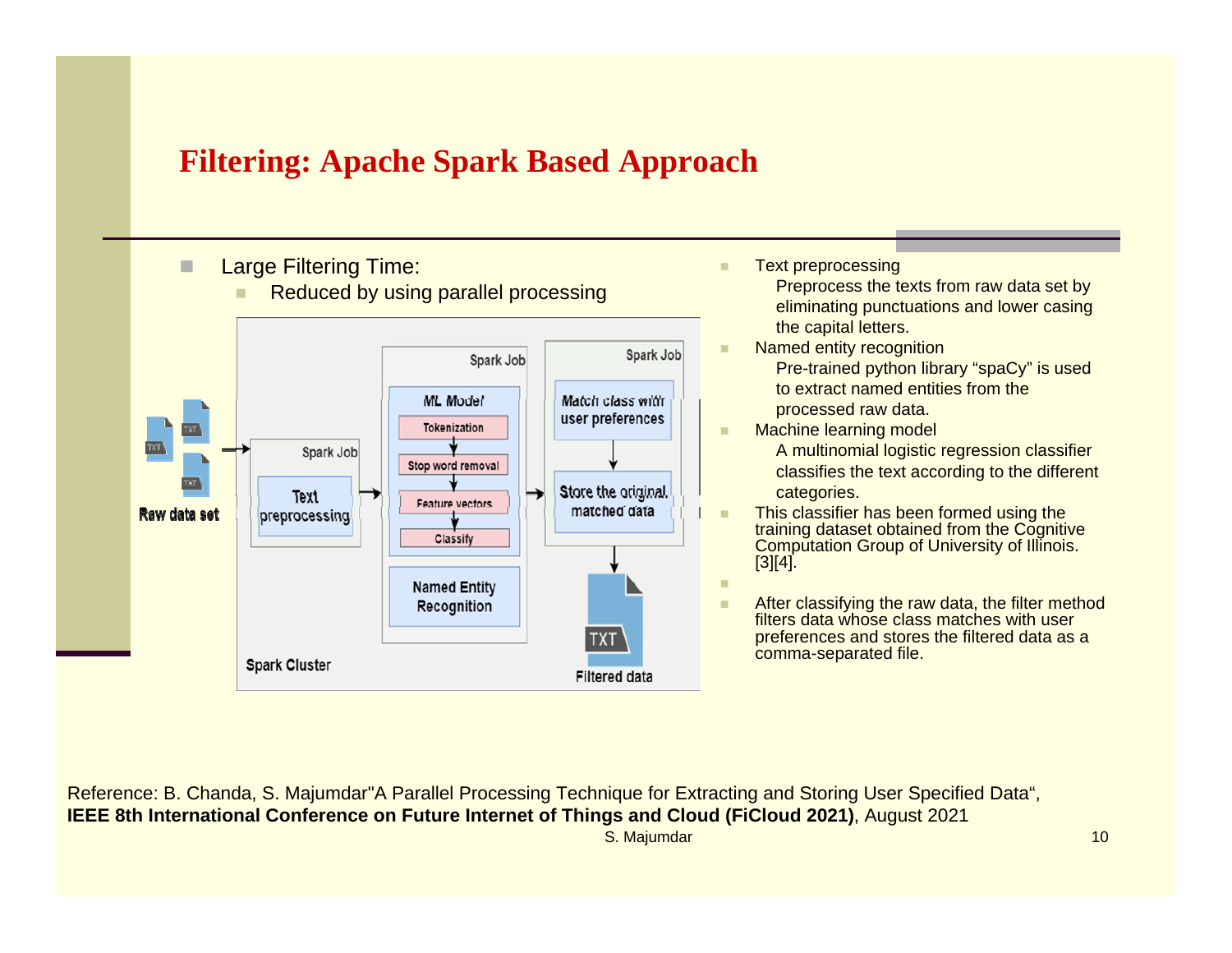# Filtering: Apache Spark Based Approach

- Large Filtering Time:
  - Reduced by using parallel processing

Raw data set → Spark Cluster: [Spark Job: Text preprocessing] → [Spark Job: ML Model (Tokenization → Stop word removal → Feature vectors → Classify); Named Entity Recognition] → [Spark Job: Match class with user preferences → Store the original matched data] → Filtered data (TXT)

- Text preprocessing
  - Preprocess the texts from raw data set by eliminating punctuations and lower casing the capital letters.
- Named entity recognition
  - Pre-trained python library "spaCy" is used to extract named entities from the processed raw data.
- Machine learning model
  - A multinomial logistic regression classifier classifies the text according to the different categories.
- This classifier has been formed using the training dataset obtained from the Cognitive Computation Group of University of Illinois. [3][4].
- After classifying the raw data, the filter method filters data whose class matches with user preferences and stores the filtered data as a comma-separated file.

Reference: B. Chanda, S. Majumdar"A Parallel Processing Technique for Extracting and Storing User Specified Data", **IEEE 8th International Conference on Future Internet of Things and Cloud (FiCloud 2021)**, August 2021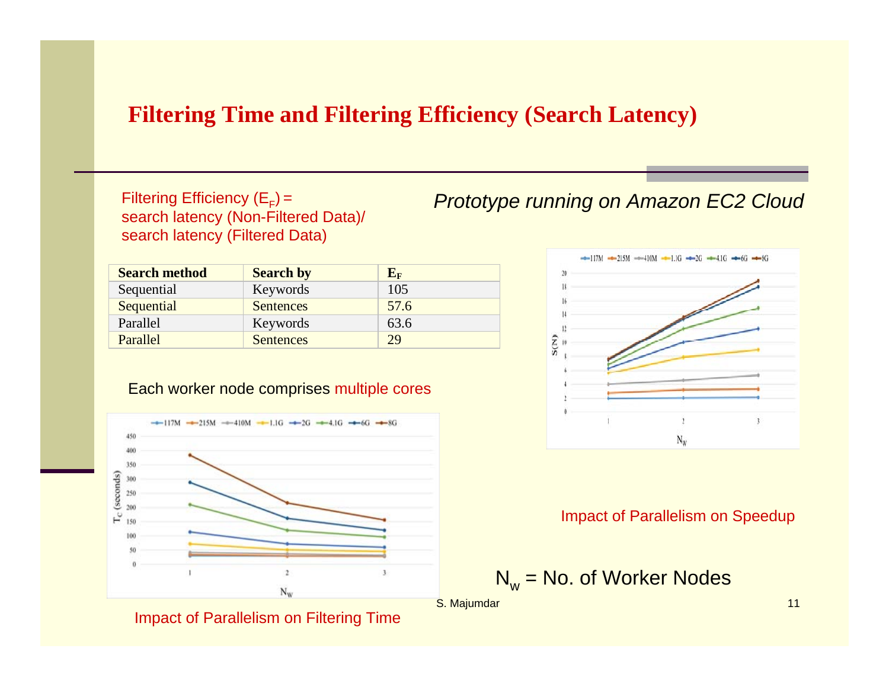# Filtering Time and Filtering Efficiency (Search Latency)

Filtering Efficiency ($E_F$) = search latency (Non-Filtered Data)/ search latency (Filtered Data)

*Prototype running on Amazon EC2 Cloud*

| Search method | Search by | $E_F$ |
|---|---|---|
| Sequential | Keywords | 105 |
| Sequential | Sentences | 57.6 |
| Parallel | Keywords | 63.6 |
| Parallel | Sentences | 29 |

Each worker node comprises multiple cores

Impact of Parallelism on Filtering Time

Impact of Parallelism on Speedup

$N_w$ = No. of Worker Nodes

S. Majumdar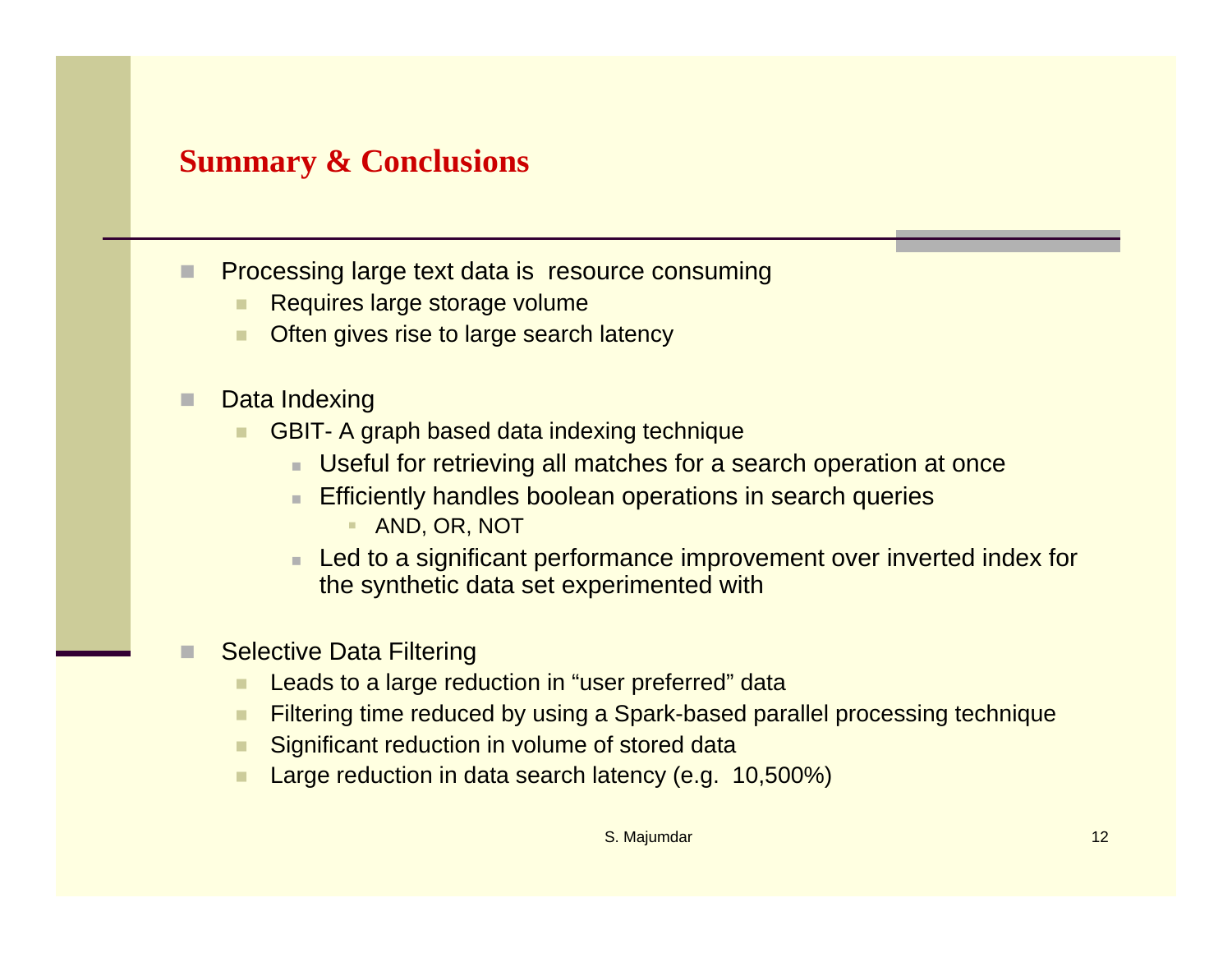## Summary & Conclusions

- Processing large text data is resource consuming
  - Requires large storage volume
  - Often gives rise to large search latency

- Data Indexing
  - GBIT- A graph based data indexing technique
    - Useful for retrieving all matches for a search operation at once
    - Efficiently handles boolean operations in search queries
      - AND, OR, NOT
    - Led to a significant performance improvement over inverted index for the synthetic data set experimented with

- Selective Data Filtering
  - Leads to a large reduction in "user preferred" data
  - Filtering time reduced by using a Spark-based parallel processing technique
  - Significant reduction in volume of stored data
  - Large reduction in data search latency (e.g. 10,500%)